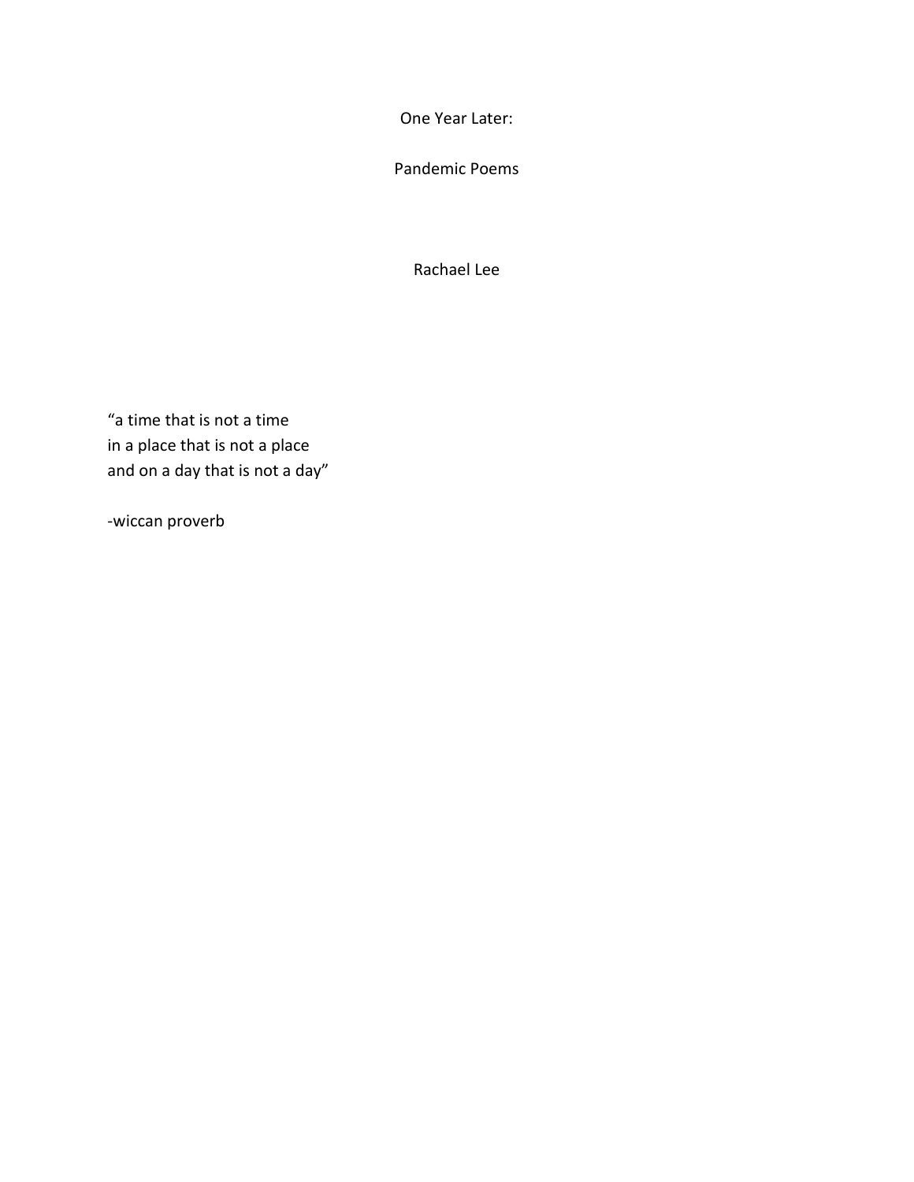# One Year Later:

## Pandemic Poems

Rachael Lee

"a time that is not a time  
in a place that is not a place  
and on a day that is not a day"

-wiccan proverb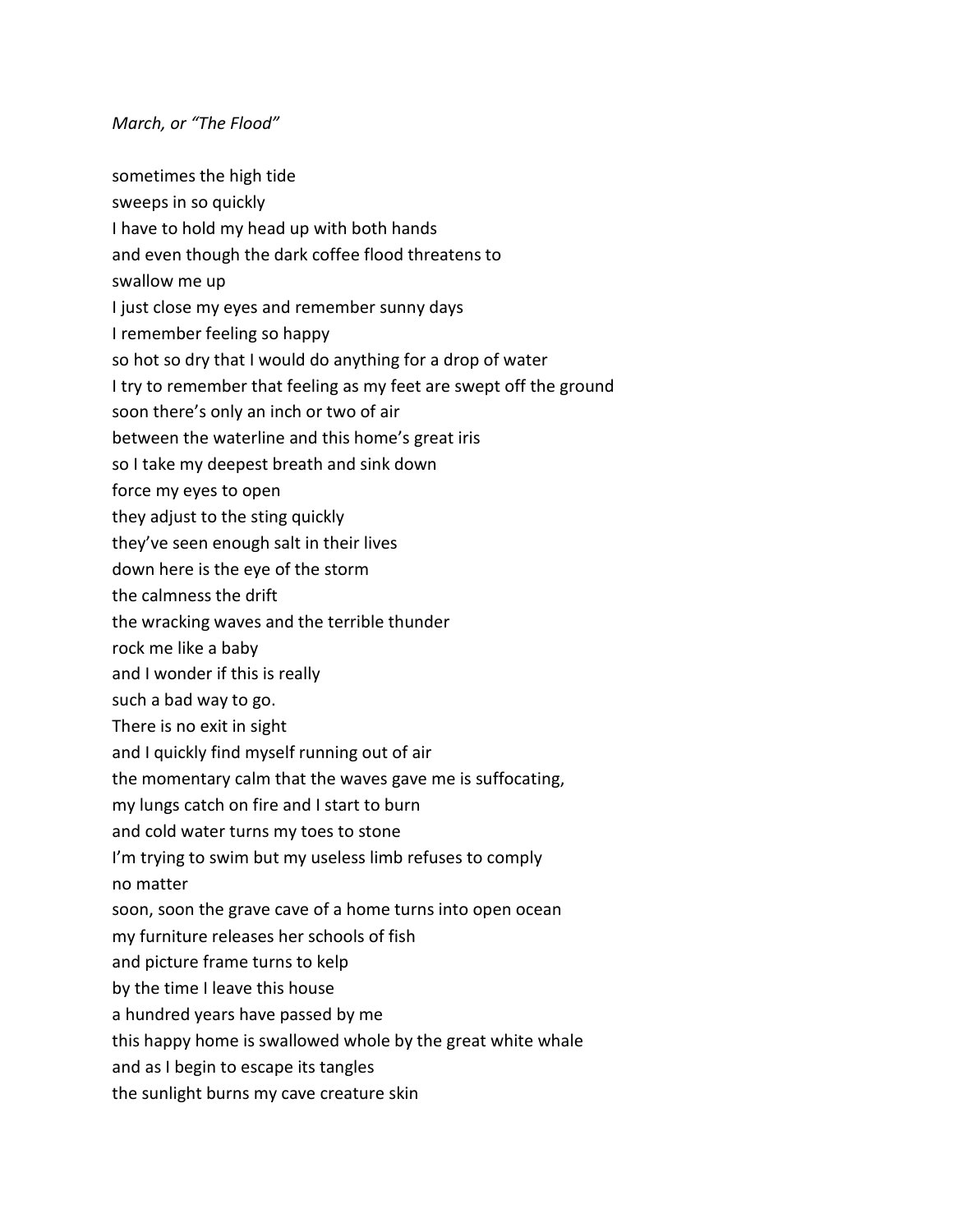*March, or “The Flood”*

sometimes the high tide  
sweeps in so quickly  
I have to hold my head up with both hands  
and even though the dark coffee flood threatens to  
swallow me up  
I just close my eyes and remember sunny days  
I remember feeling so happy  
so hot so dry that I would do anything for a drop of water  
I try to remember that feeling as my feet are swept off the ground  
soon there’s only an inch or two of air  
between the waterline and this home’s great iris  
so I take my deepest breath and sink down  
force my eyes to open  
they adjust to the sting quickly  
they’ve seen enough salt in their lives  
down here is the eye of the storm  
the calmness the drift  
the wracking waves and the terrible thunder  
rock me like a baby  
and I wonder if this is really  
such a bad way to go.  
There is no exit in sight  
and I quickly find myself running out of air  
the momentary calm that the waves gave me is suffocating,  
my lungs catch on fire and I start to burn  
and cold water turns my toes to stone  
I’m trying to swim but my useless limb refuses to comply  
no matter  
soon, soon the grave cave of a home turns into open ocean  
my furniture releases her schools of fish  
and picture frame turns to kelp  
by the time I leave this house  
a hundred years have passed by me  
this happy home is swallowed whole by the great white whale  
and as I begin to escape its tangles  
the sunlight burns my cave creature skin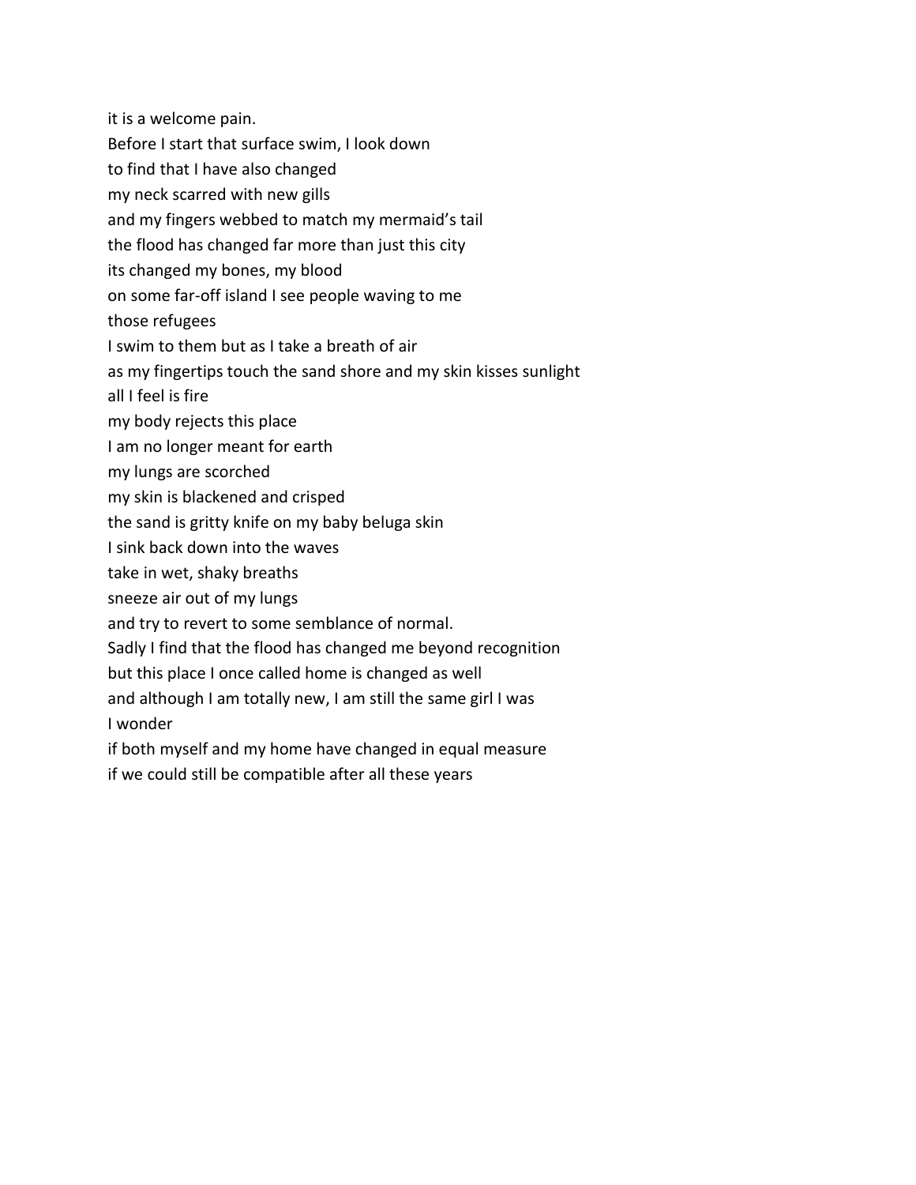it is a welcome pain.  
Before I start that surface swim, I look down  
to find that I have also changed  
my neck scarred with new gills  
and my fingers webbed to match my mermaid's tail  
the flood has changed far more than just this city  
its changed my bones, my blood  
on some far-off island I see people waving to me  
those refugees  
I swim to them but as I take a breath of air  
as my fingertips touch the sand shore and my skin kisses sunlight  
all I feel is fire  
my body rejects this place  
I am no longer meant for earth  
my lungs are scorched  
my skin is blackened and crisped  
the sand is gritty knife on my baby beluga skin  
I sink back down into the waves  
take in wet, shaky breaths  
sneeze air out of my lungs  
and try to revert to some semblance of normal.  
Sadly I find that the flood has changed me beyond recognition  
but this place I once called home is changed as well  
and although I am totally new, I am still the same girl I was  
I wonder  
if both myself and my home have changed in equal measure  
if we could still be compatible after all these years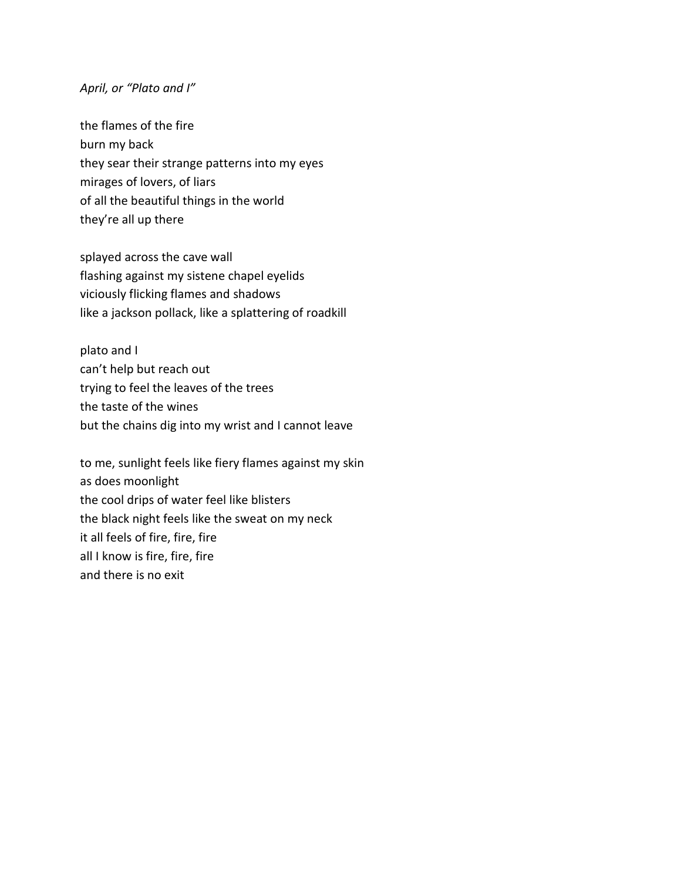*April, or "Plato and I"*

the flames of the fire  
burn my back  
they sear their strange patterns into my eyes  
mirages of lovers, of liars  
of all the beautiful things in the world  
they're all up there

splayed across the cave wall  
flashing against my sistene chapel eyelids  
viciously flicking flames and shadows  
like a jackson pollack, like a splattering of roadkill

plato and I  
can't help but reach out  
trying to feel the leaves of the trees  
the taste of the wines  
but the chains dig into my wrist and I cannot leave

to me, sunlight feels like fiery flames against my skin  
as does moonlight  
the cool drips of water feel like blisters  
the black night feels like the sweat on my neck  
it all feels of fire, fire, fire  
all I know is fire, fire, fire  
and there is no exit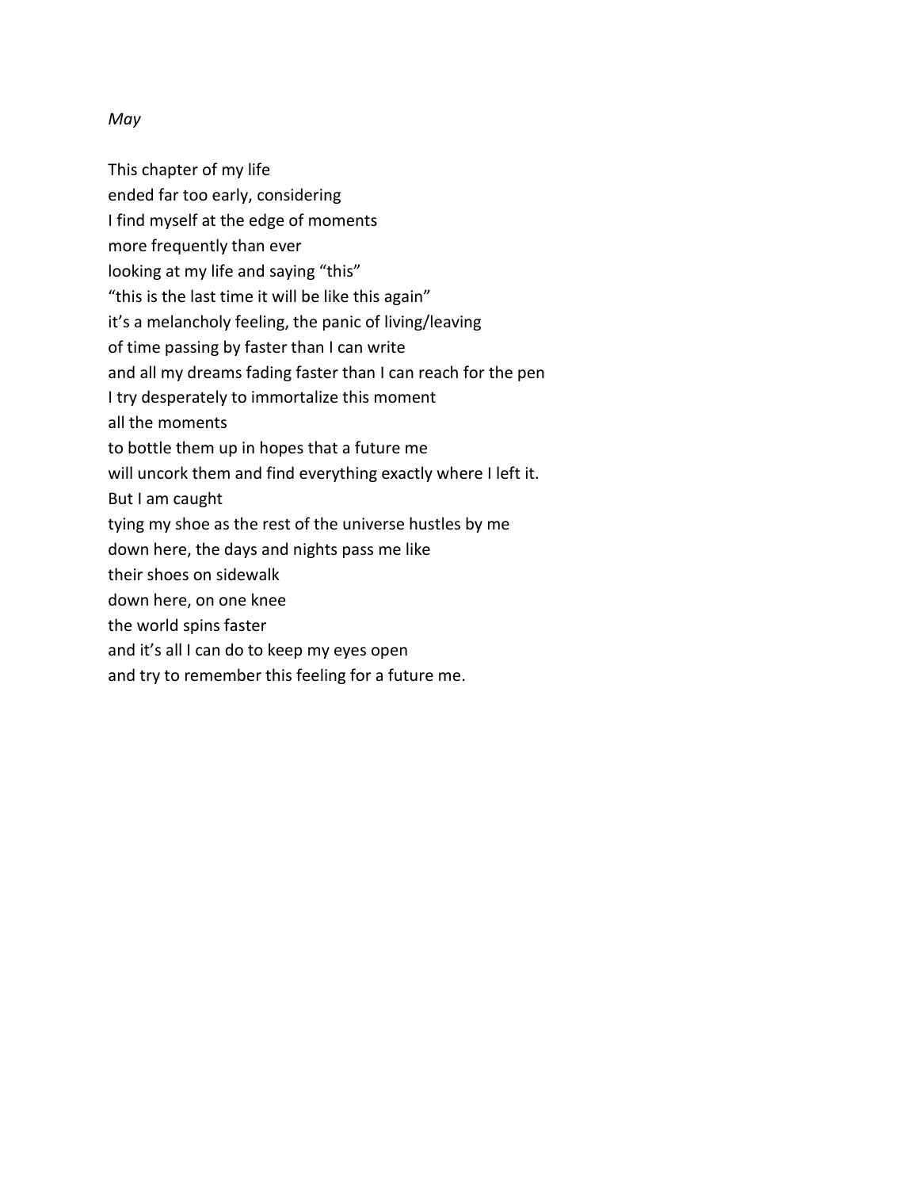*May*

This chapter of my life  
ended far too early, considering  
I find myself at the edge of moments  
more frequently than ever  
looking at my life and saying "this"  
"this is the last time it will be like this again"  
it's a melancholy feeling, the panic of living/leaving  
of time passing by faster than I can write  
and all my dreams fading faster than I can reach for the pen  
I try desperately to immortalize this moment  
all the moments  
to bottle them up in hopes that a future me  
will uncork them and find everything exactly where I left it.  
But I am caught  
tying my shoe as the rest of the universe hustles by me  
down here, the days and nights pass me like  
their shoes on sidewalk  
down here, on one knee  
the world spins faster  
and it's all I can do to keep my eyes open  
and try to remember this feeling for a future me.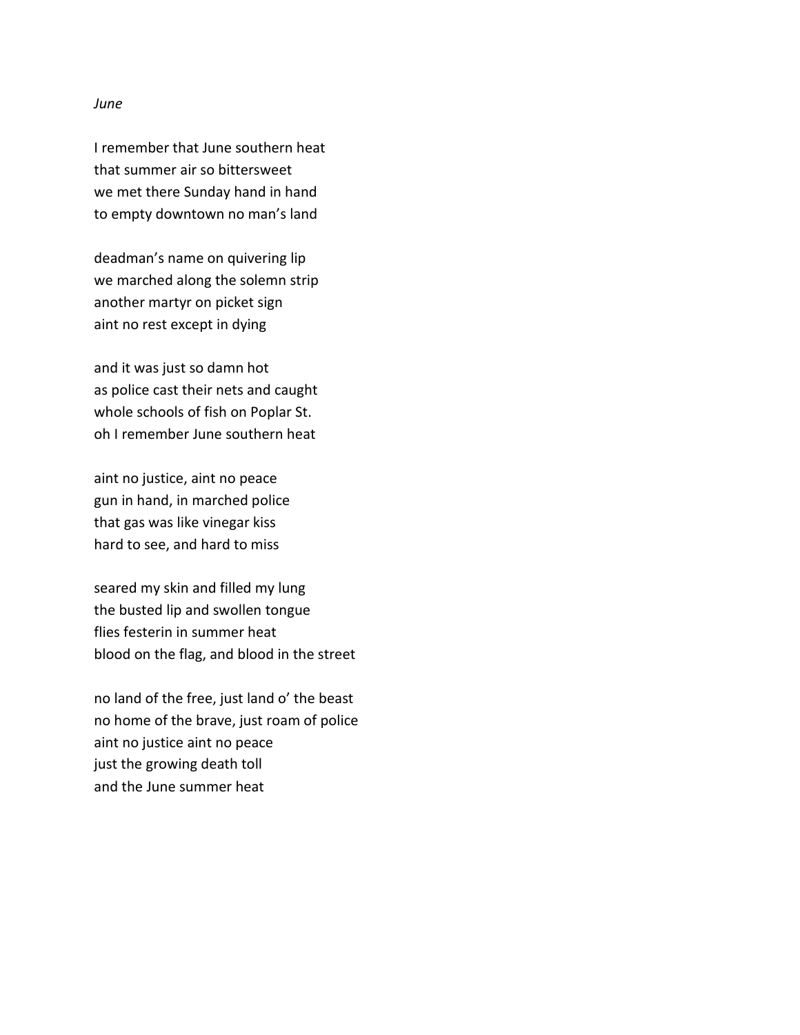*June*

I remember that June southern heat
that summer air so bittersweet
we met there Sunday hand in hand
to empty downtown no man's land

deadman's name on quivering lip
we marched along the solemn strip
another martyr on picket sign
aint no rest except in dying

and it was just so damn hot
as police cast their nets and caught
whole schools of fish on Poplar St.
oh I remember June southern heat

aint no justice, aint no peace
gun in hand, in marched police
that gas was like vinegar kiss
hard to see, and hard to miss

seared my skin and filled my lung
the busted lip and swollen tongue
flies festerin in summer heat
blood on the flag, and blood in the street

no land of the free, just land o' the beast
no home of the brave, just roam of police
aint no justice aint no peace
just the growing death toll
and the June summer heat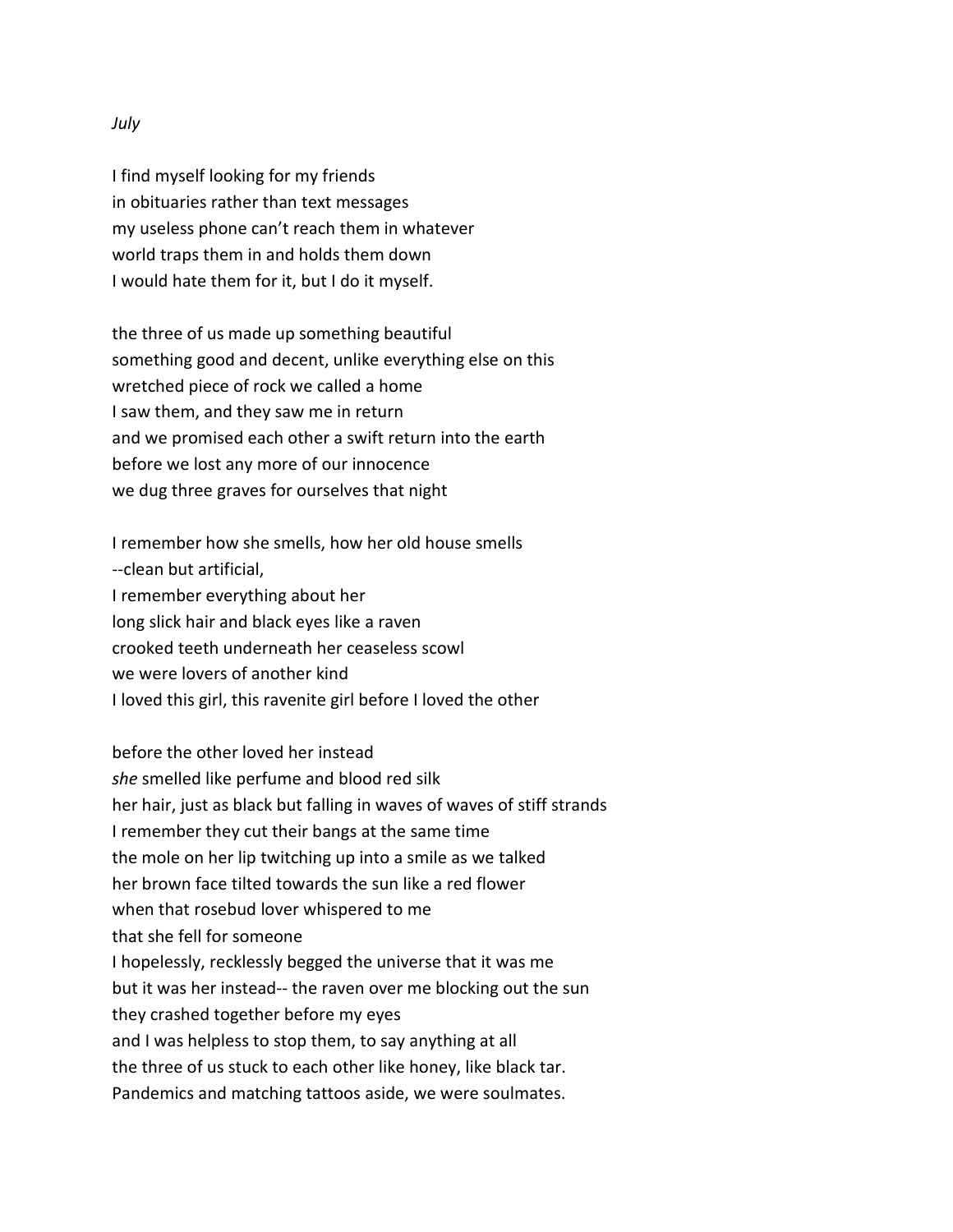*July*

I find myself looking for my friends  
in obituaries rather than text messages  
my useless phone can't reach them in whatever  
world traps them in and holds them down  
I would hate them for it, but I do it myself.

the three of us made up something beautiful  
something good and decent, unlike everything else on this  
wretched piece of rock we called a home  
I saw them, and they saw me in return  
and we promised each other a swift return into the earth  
before we lost any more of our innocence  
we dug three graves for ourselves that night

I remember how she smells, how her old house smells  
--clean but artificial,  
I remember everything about her  
long slick hair and black eyes like a raven  
crooked teeth underneath her ceaseless scowl  
we were lovers of another kind  
I loved this girl, this ravenite girl before I loved the other

before the other loved her instead  
*she* smelled like perfume and blood red silk  
her hair, just as black but falling in waves of waves of stiff strands  
I remember they cut their bangs at the same time  
the mole on her lip twitching up into a smile as we talked  
her brown face tilted towards the sun like a red flower  
when that rosebud lover whispered to me  
that she fell for someone  
I hopelessly, recklessly begged the universe that it was me  
but it was her instead-- the raven over me blocking out the sun  
they crashed together before my eyes  
and I was helpless to stop them, to say anything at all  
the three of us stuck to each other like honey, like black tar.  
Pandemics and matching tattoos aside, we were soulmates.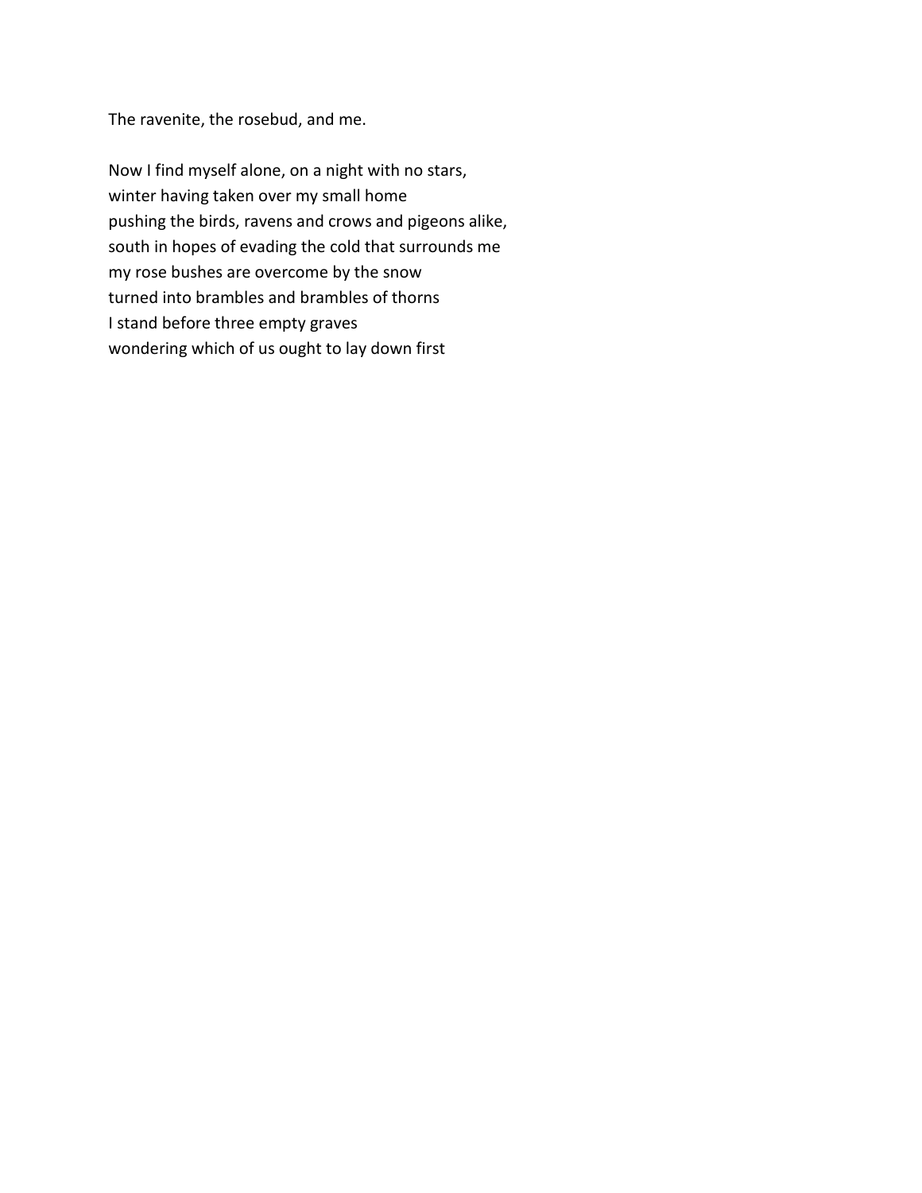The ravenite, the rosebud, and me.

Now I find myself alone, on a night with no stars,  
winter having taken over my small home  
pushing the birds, ravens and crows and pigeons alike,  
south in hopes of evading the cold that surrounds me  
my rose bushes are overcome by the snow  
turned into brambles and brambles of thorns  
I stand before three empty graves  
wondering which of us ought to lay down first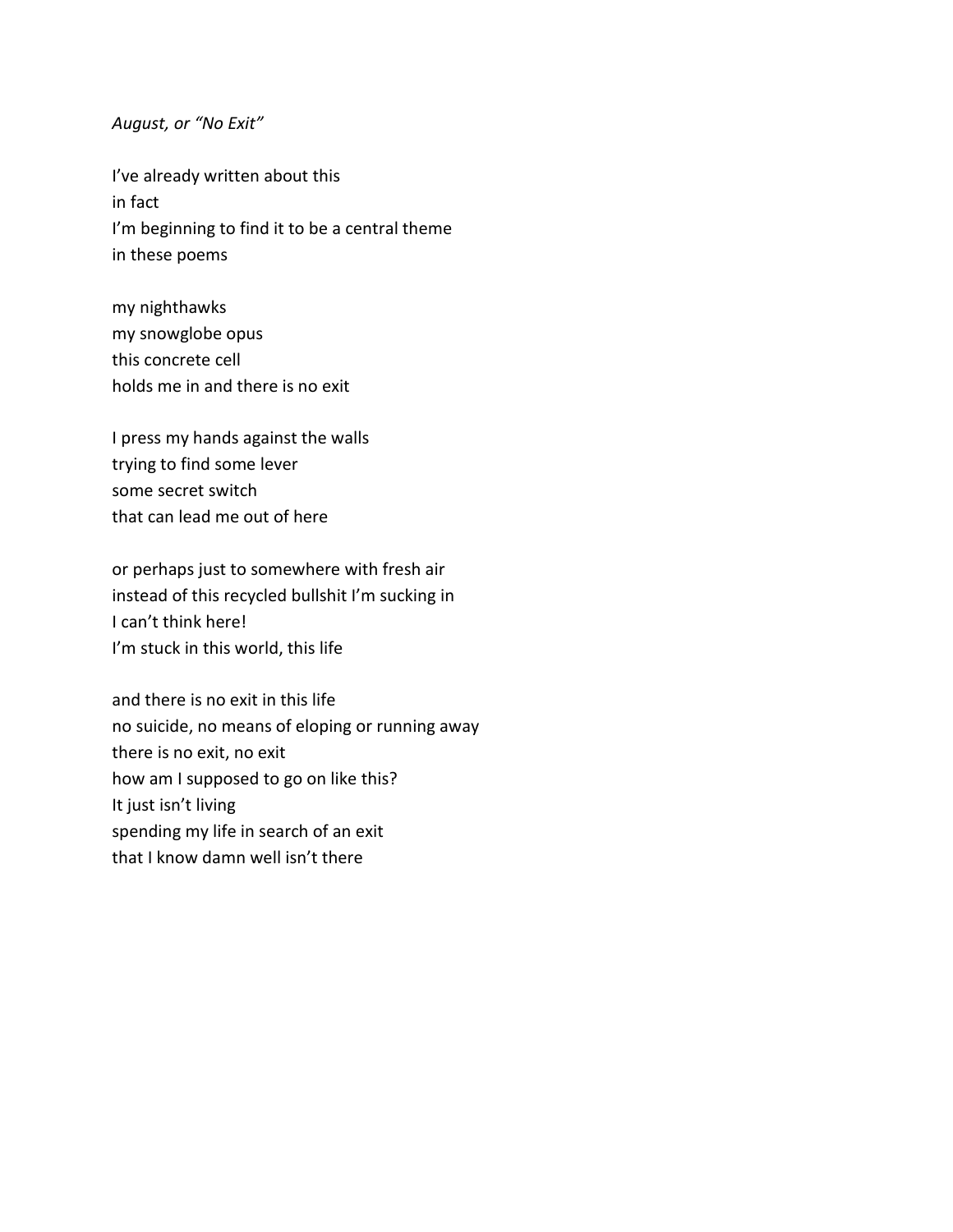*August, or "No Exit"*

I've already written about this
in fact
I'm beginning to find it to be a central theme
in these poems

my nighthawks
my snowglobe opus
this concrete cell
holds me in and there is no exit

I press my hands against the walls
trying to find some lever
some secret switch
that can lead me out of here

or perhaps just to somewhere with fresh air
instead of this recycled bullshit I'm sucking in
I can't think here!
I'm stuck in this world, this life

and there is no exit in this life
no suicide, no means of eloping or running away
there is no exit, no exit
how am I supposed to go on like this?
It just isn't living
spending my life in search of an exit
that I know damn well isn't there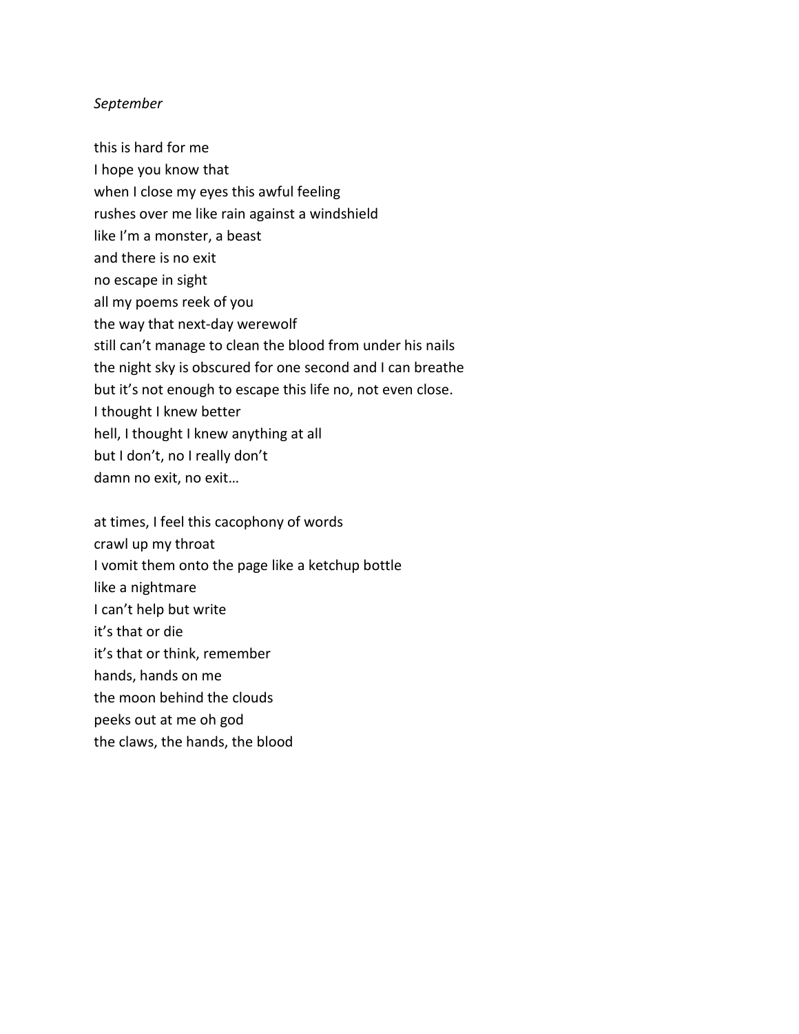*September*

this is hard for me
I hope you know that
when I close my eyes this awful feeling
rushes over me like rain against a windshield
like I'm a monster, a beast
and there is no exit
no escape in sight
all my poems reek of you
the way that next-day werewolf
still can't manage to clean the blood from under his nails
the night sky is obscured for one second and I can breathe
but it's not enough to escape this life no, not even close.
I thought I knew better
hell, I thought I knew anything at all
but I don't, no I really don't
damn no exit, no exit…

at times, I feel this cacophony of words
crawl up my throat
I vomit them onto the page like a ketchup bottle
like a nightmare
I can't help but write
it's that or die
it's that or think, remember
hands, hands on me
the moon behind the clouds
peeks out at me oh god
the claws, the hands, the blood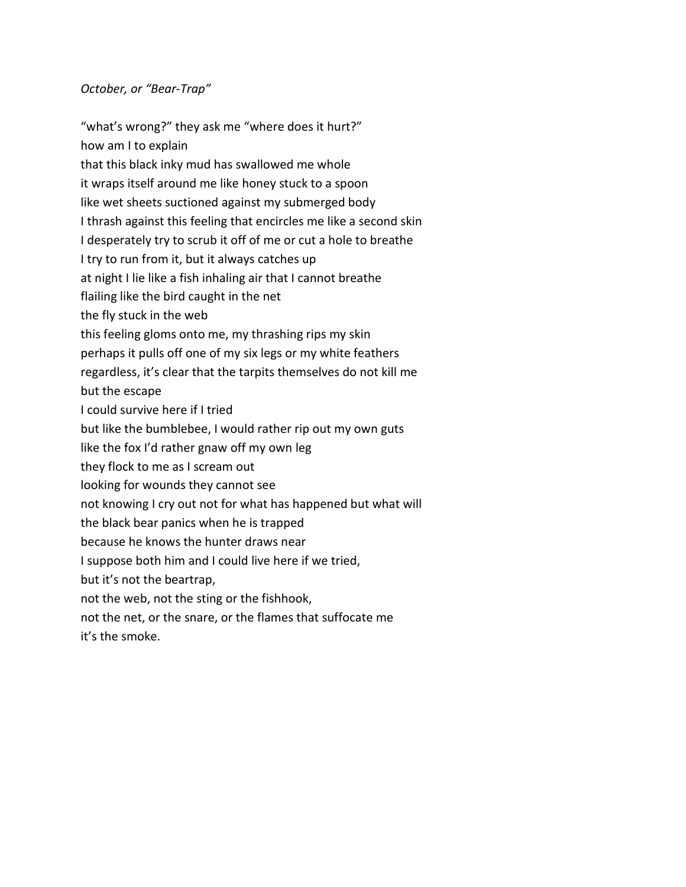*October, or "Bear-Trap"*

"what's wrong?" they ask me "where does it hurt?"
how am I to explain
that this black inky mud has swallowed me whole
it wraps itself around me like honey stuck to a spoon
like wet sheets suctioned against my submerged body
I thrash against this feeling that encircles me like a second skin
I desperately try to scrub it off of me or cut a hole to breathe
I try to run from it, but it always catches up
at night I lie like a fish inhaling air that I cannot breathe
flailing like the bird caught in the net
the fly stuck in the web
this feeling gloms onto me, my thrashing rips my skin
perhaps it pulls off one of my six legs or my white feathers
regardless, it's clear that the tarpits themselves do not kill me
but the escape
I could survive here if I tried
but like the bumblebee, I would rather rip out my own guts
like the fox I'd rather gnaw off my own leg
they flock to me as I scream out
looking for wounds they cannot see
not knowing I cry out not for what has happened but what will
the black bear panics when he is trapped
because he knows the hunter draws near
I suppose both him and I could live here if we tried,
but it's not the beartrap,
not the web, not the sting or the fishhook,
not the net, or the snare, or the flames that suffocate me
it's the smoke.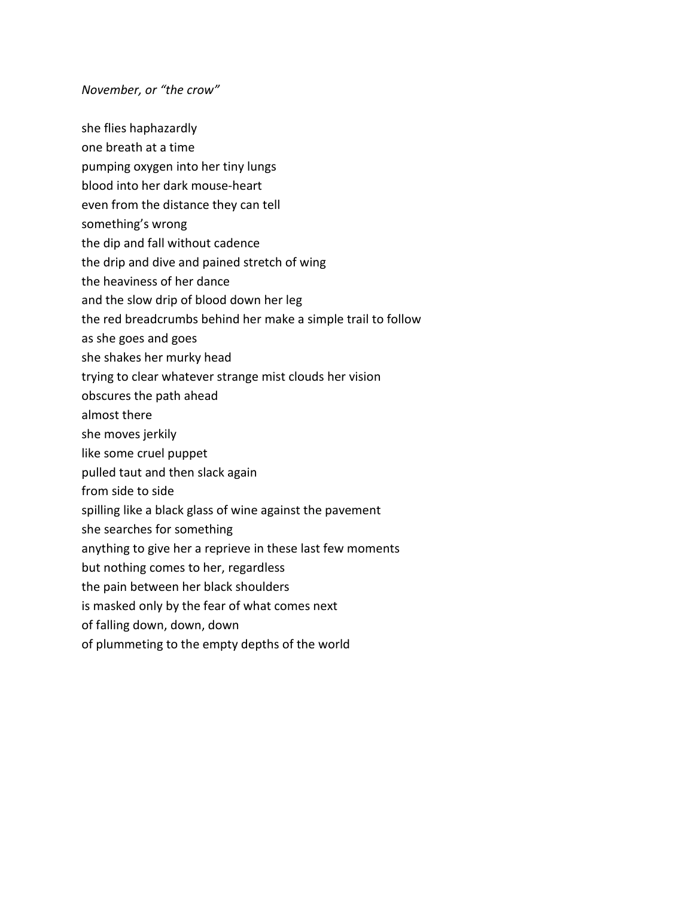*November, or "the crow"*

she flies haphazardly  
one breath at a time  
pumping oxygen into her tiny lungs  
blood into her dark mouse-heart  
even from the distance they can tell  
something's wrong  
the dip and fall without cadence  
the drip and dive and pained stretch of wing  
the heaviness of her dance  
and the slow drip of blood down her leg  
the red breadcrumbs behind her make a simple trail to follow  
as she goes and goes  
she shakes her murky head  
trying to clear whatever strange mist clouds her vision  
obscures the path ahead  
almost there  
she moves jerkily  
like some cruel puppet  
pulled taut and then slack again  
from side to side  
spilling like a black glass of wine against the pavement  
she searches for something  
anything to give her a reprieve in these last few moments  
but nothing comes to her, regardless  
the pain between her black shoulders  
is masked only by the fear of what comes next  
of falling down, down, down  
of plummeting to the empty depths of the world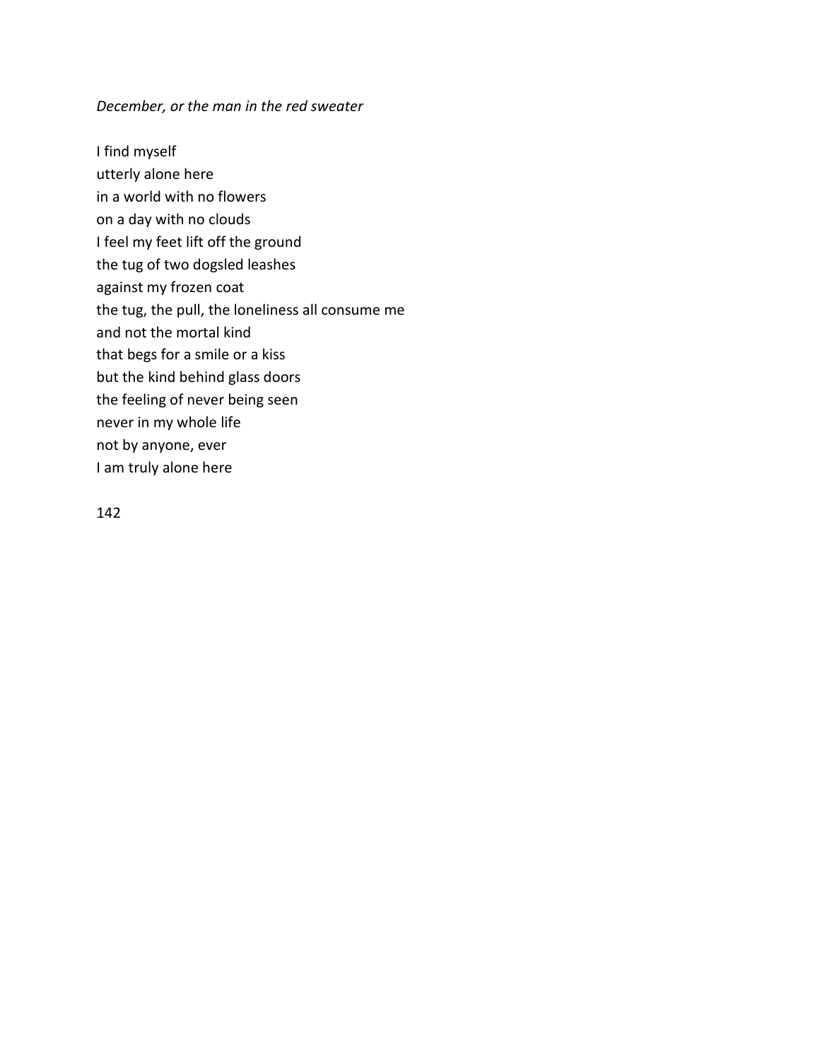*December, or the man in the red sweater*

I find myself  
utterly alone here  
in a world with no flowers  
on a day with no clouds  
I feel my feet lift off the ground  
the tug of two dogsled leashes  
against my frozen coat  
the tug, the pull, the loneliness all consume me  
and not the mortal kind  
that begs for a smile or a kiss  
but the kind behind glass doors  
the feeling of never being seen  
never in my whole life  
not by anyone, ever  
I am truly alone here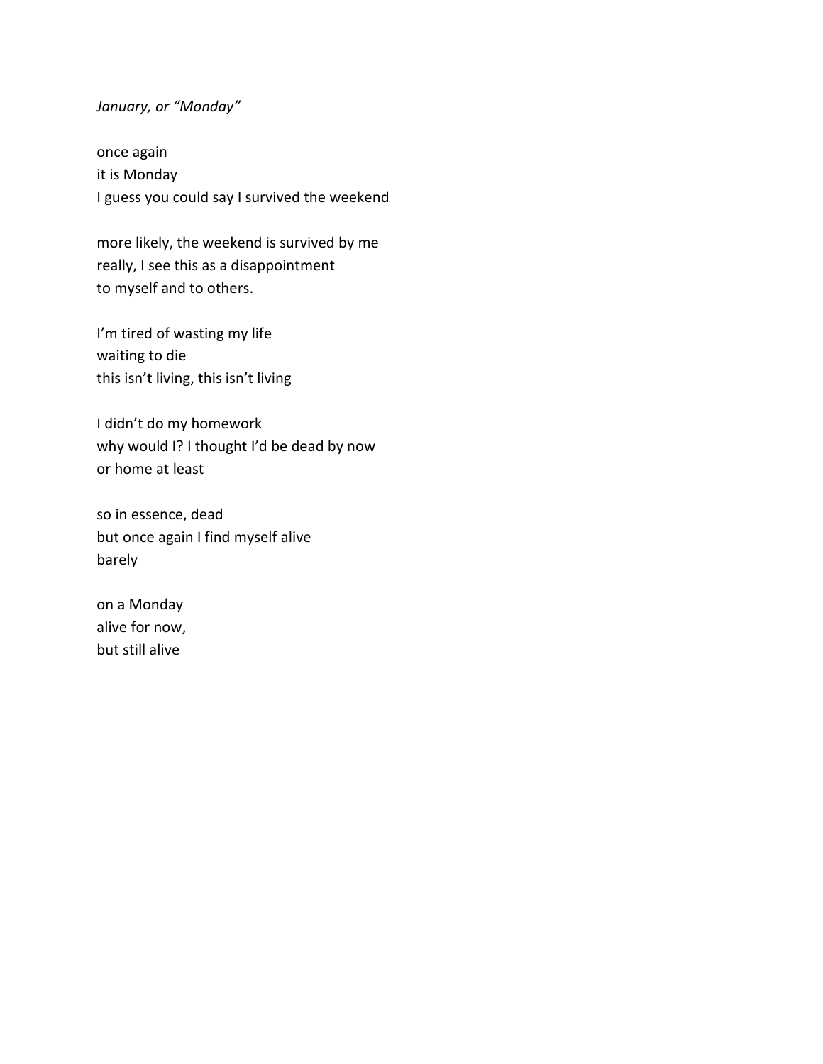*January, or "Monday"*

once again
it is Monday
I guess you could say I survived the weekend

more likely, the weekend is survived by me
really, I see this as a disappointment
to myself and to others.

I'm tired of wasting my life
waiting to die
this isn't living, this isn't living

I didn't do my homework
why would I? I thought I'd be dead by now
or home at least

so in essence, dead
but once again I find myself alive
barely

on a Monday
alive for now,
but still alive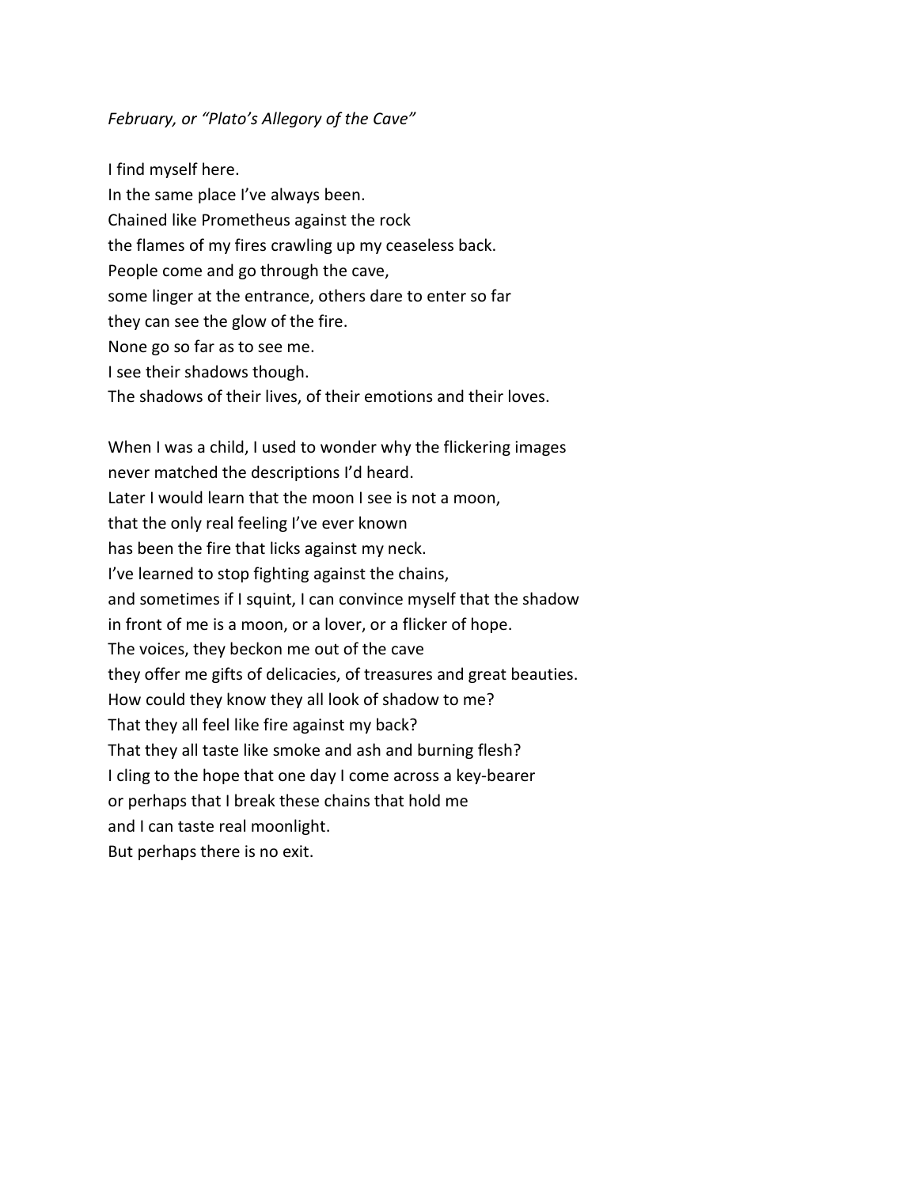*February, or "Plato's Allegory of the Cave"*

I find myself here.  
In the same place I've always been.  
Chained like Prometheus against the rock  
the flames of my fires crawling up my ceaseless back.  
People come and go through the cave,  
some linger at the entrance, others dare to enter so far  
they can see the glow of the fire.  
None go so far as to see me.  
I see their shadows though.  
The shadows of their lives, of their emotions and their loves.

When I was a child, I used to wonder why the flickering images  
never matched the descriptions I'd heard.  
Later I would learn that the moon I see is not a moon,  
that the only real feeling I've ever known  
has been the fire that licks against my neck.  
I've learned to stop fighting against the chains,  
and sometimes if I squint, I can convince myself that the shadow  
in front of me is a moon, or a lover, or a flicker of hope.  
The voices, they beckon me out of the cave  
they offer me gifts of delicacies, of treasures and great beauties.  
How could they know they all look of shadow to me?  
That they all feel like fire against my back?  
That they all taste like smoke and ash and burning flesh?  
I cling to the hope that one day I come across a key-bearer  
or perhaps that I break these chains that hold me  
and I can taste real moonlight.  
But perhaps there is no exit.